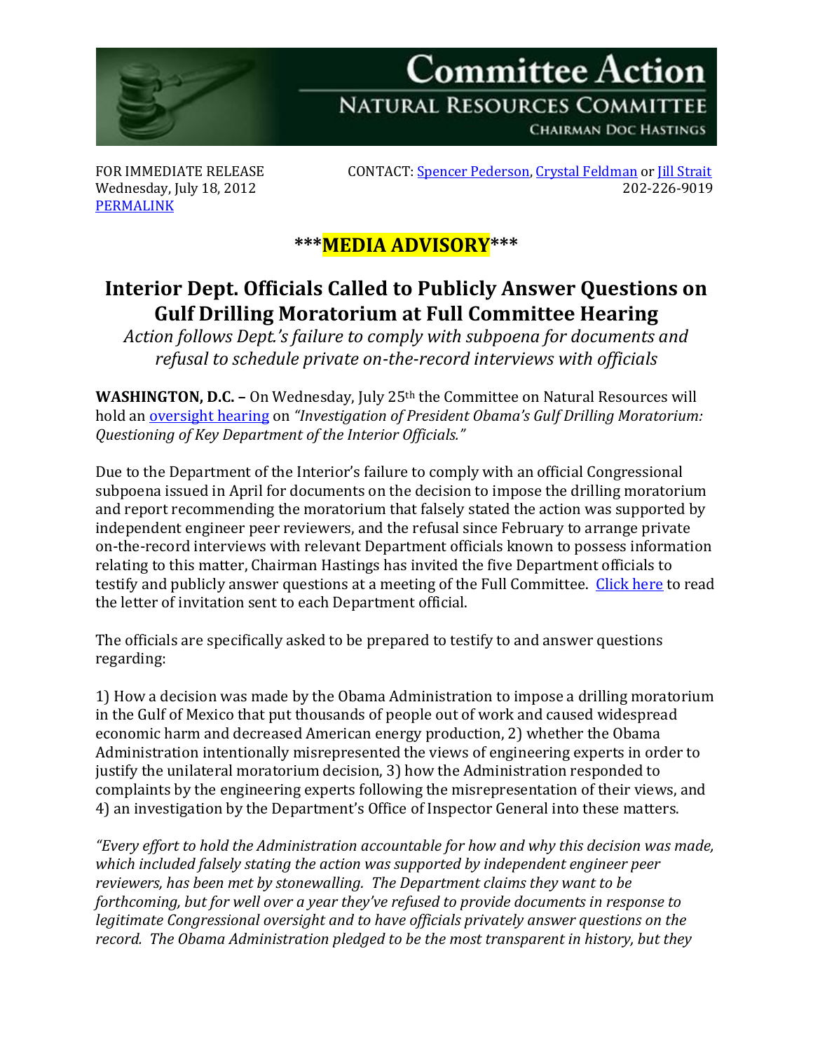# Committee Action

## NATURAL RESOURCES COMMITTEE

CHAIRMAN DOC HASTINGS

FOR IMMEDIATE RELEASE
Wednesday, July 18, 2012
PERMALINK

CONTACT: Spencer Pederson, Crystal Feldman or Jill Strait
202-226-9019

***MEDIA ADVISORY***

## Interior Dept. Officials Called to Publicly Answer Questions on Gulf Drilling Moratorium at Full Committee Hearing

*Action follows Dept.'s failure to comply with subpoena for documents and refusal to schedule private on-the-record interviews with officials*

**WASHINGTON, D.C. –** On Wednesday, July 25th the Committee on Natural Resources will hold an oversight hearing on *"Investigation of President Obama's Gulf Drilling Moratorium: Questioning of Key Department of the Interior Officials."*

Due to the Department of the Interior's failure to comply with an official Congressional subpoena issued in April for documents on the decision to impose the drilling moratorium and report recommending the moratorium that falsely stated the action was supported by independent engineer peer reviewers, and the refusal since February to arrange private on-the-record interviews with relevant Department officials known to possess information relating to this matter, Chairman Hastings has invited the five Department officials to testify and publicly answer questions at a meeting of the Full Committee. Click here to read the letter of invitation sent to each Department official.

The officials are specifically asked to be prepared to testify to and answer questions regarding:

1) How a decision was made by the Obama Administration to impose a drilling moratorium in the Gulf of Mexico that put thousands of people out of work and caused widespread economic harm and decreased American energy production, 2) whether the Obama Administration intentionally misrepresented the views of engineering experts in order to justify the unilateral moratorium decision, 3) how the Administration responded to complaints by the engineering experts following the misrepresentation of their views, and 4) an investigation by the Department's Office of Inspector General into these matters.

*"Every effort to hold the Administration accountable for how and why this decision was made, which included falsely stating the action was supported by independent engineer peer reviewers, has been met by stonewalling. The Department claims they want to be forthcoming, but for well over a year they've refused to provide documents in response to legitimate Congressional oversight and to have officials privately answer questions on the record. The Obama Administration pledged to be the most transparent in history, but they*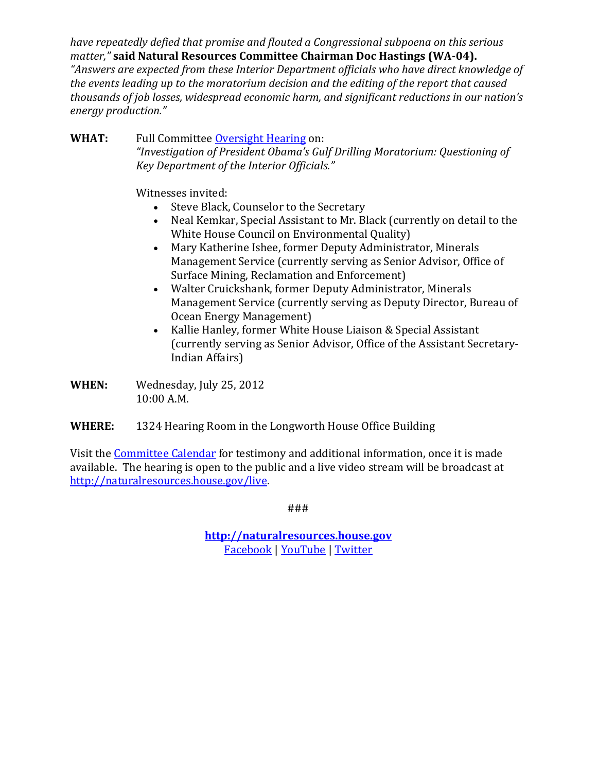*have repeatedly defied that promise and flouted a Congressional subpoena on this serious matter,"* **said Natural Resources Committee Chairman Doc Hastings (WA-04).** *"Answers are expected from these Interior Department officials who have direct knowledge of the events leading up to the moratorium decision and the editing of the report that caused thousands of job losses, widespread economic harm, and significant reductions in our nation's energy production."*

**WHAT:** Full Committee [Oversight Hearing](#) on:
*"Investigation of President Obama's Gulf Drilling Moratorium: Questioning of Key Department of the Interior Officials."*

Witnesses invited:

- Steve Black, Counselor to the Secretary
- Neal Kemkar, Special Assistant to Mr. Black (currently on detail to the White House Council on Environmental Quality)
- Mary Katherine Ishee, former Deputy Administrator, Minerals Management Service (currently serving as Senior Advisor, Office of Surface Mining, Reclamation and Enforcement)
- Walter Cruickshank, former Deputy Administrator, Minerals Management Service (currently serving as Deputy Director, Bureau of Ocean Energy Management)
- Kallie Hanley, former White House Liaison & Special Assistant (currently serving as Senior Advisor, Office of the Assistant Secretary-Indian Affairs)

**WHEN:** Wednesday, July 25, 2012
10:00 A.M.

**WHERE:** 1324 Hearing Room in the Longworth House Office Building

Visit the [Committee Calendar](#) for testimony and additional information, once it is made available. The hearing is open to the public and a live video stream will be broadcast at [http://naturalresources.house.gov/live](http://naturalresources.house.gov/live).

###

**[http://naturalresources.house.gov](http://naturalresources.house.gov)**
[Facebook](#) | [YouTube](#) | [Twitter](#)